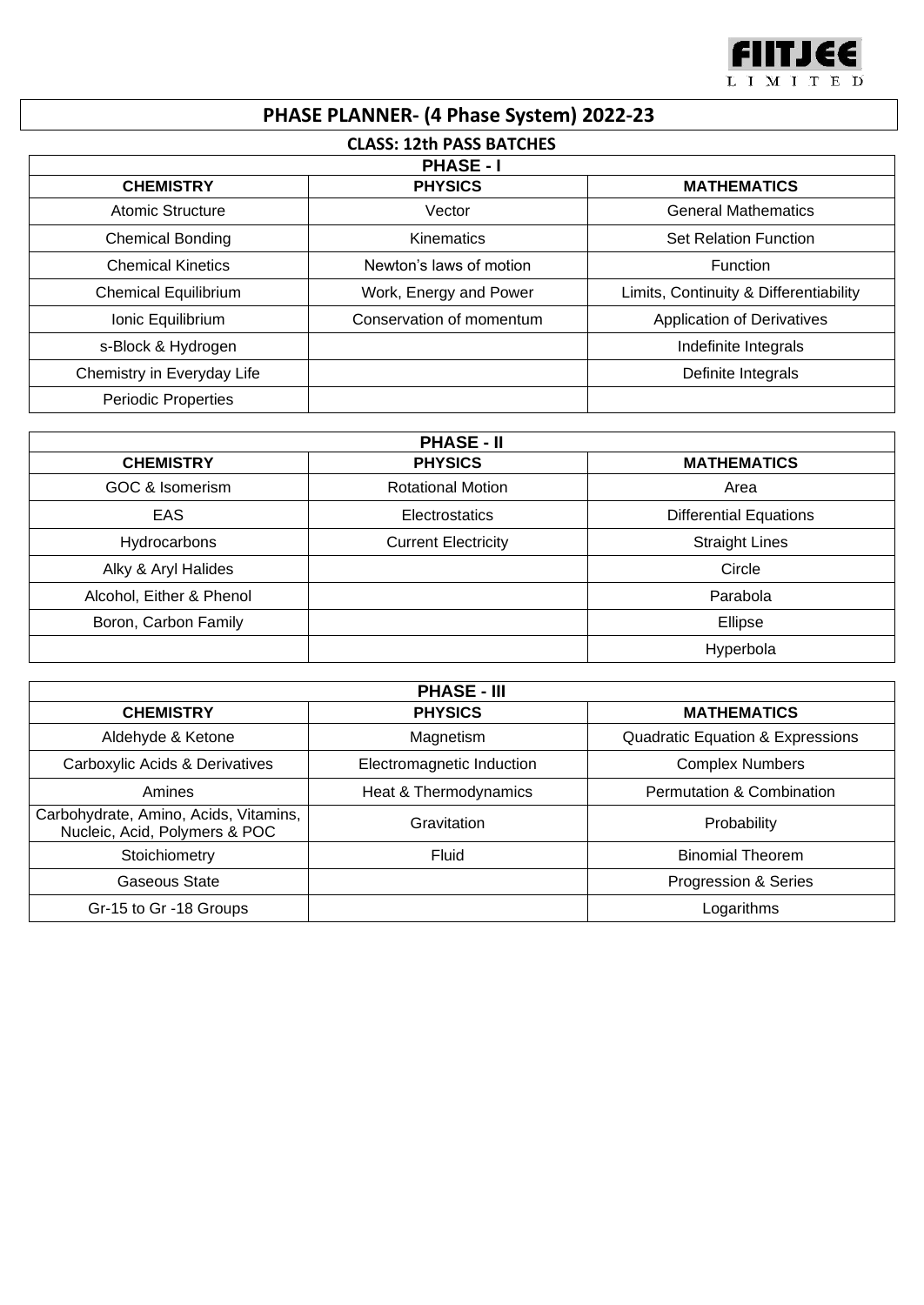FIITJEE LIMITED

# PHASE PLANNER- (4 Phase System) 2022-23

## CLASS: 12th PASS BATCHES

### PHASE - I

| CHEMISTRY | PHYSICS | MATHEMATICS |
|---|---|---|
| Atomic Structure | Vector | General Mathematics |
| Chemical Bonding | Kinematics | Set Relation Function |
| Chemical Kinetics | Newton's laws of motion | Function |
| Chemical Equilibrium | Work, Energy and Power | Limits, Continuity & Differentiability |
| Ionic Equilibrium | Conservation of momentum | Application of Derivatives |
| s-Block & Hydrogen | | Indefinite Integrals |
| Chemistry in Everyday Life | | Definite Integrals |
| Periodic Properties | | |

### PHASE - II

| CHEMISTRY | PHYSICS | MATHEMATICS |
|---|---|---|
| GOC & Isomerism | Rotational Motion | Area |
| EAS | Electrostatics | Differential Equations |
| Hydrocarbons | Current Electricity | Straight Lines |
| Alky & Aryl Halides | | Circle |
| Alcohol, Either & Phenol | | Parabola |
| Boron, Carbon Family | | Ellipse |
| | | Hyperbola |

### PHASE - III

| CHEMISTRY | PHYSICS | MATHEMATICS |
|---|---|---|
| Aldehyde & Ketone | Magnetism | Quadratic Equation & Expressions |
| Carboxylic Acids & Derivatives | Electromagnetic Induction | Complex Numbers |
| Amines | Heat & Thermodynamics | Permutation & Combination |
| Carbohydrate, Amino, Acids, Vitamins, Nucleic, Acid, Polymers & POC | Gravitation | Probability |
| Stoichiometry | Fluid | Binomial Theorem |
| Gaseous State | | Progression & Series |
| Gr-15 to Gr -18 Groups | | Logarithms |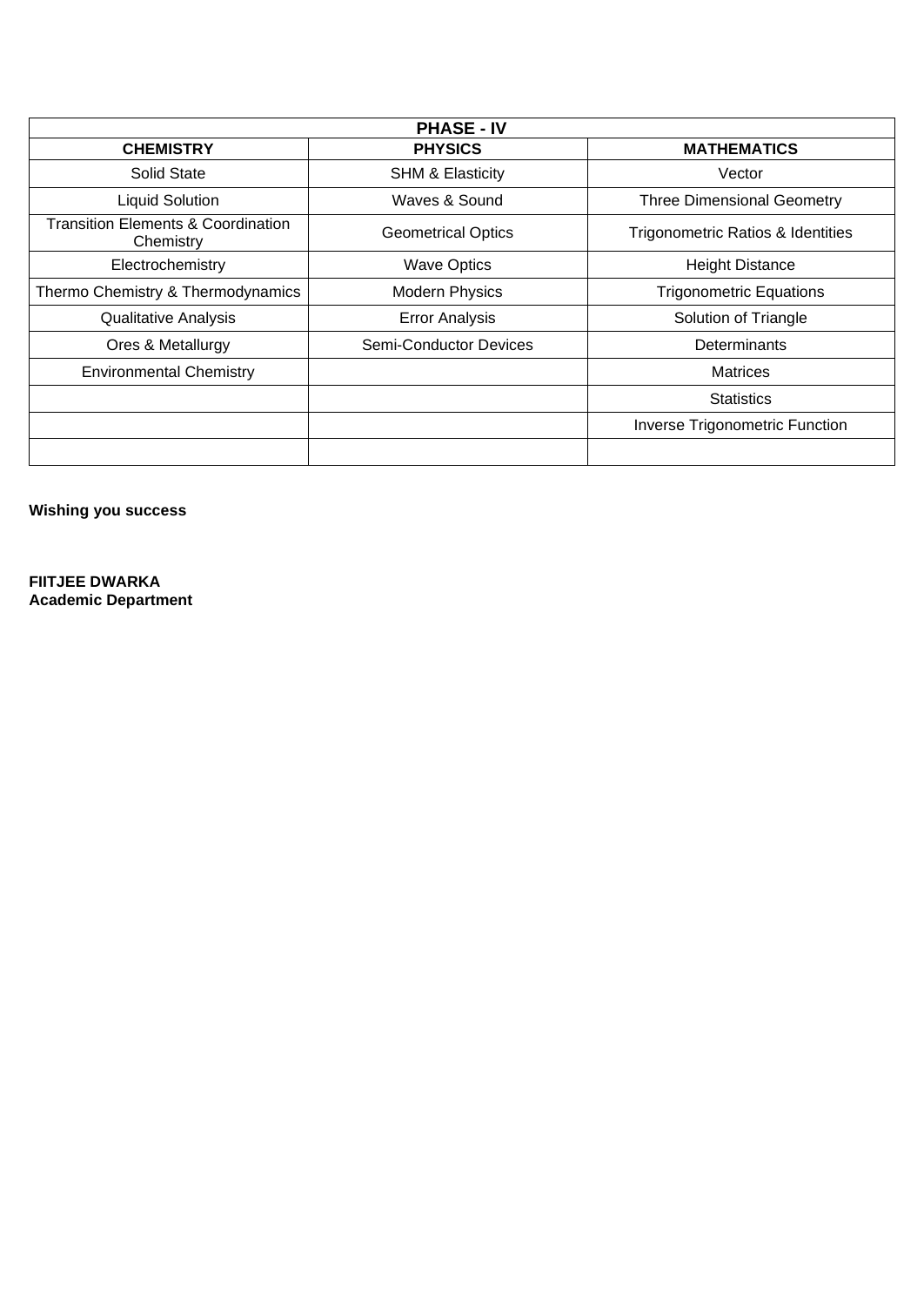| PHASE - IV | | |
|---|---|---|
| **CHEMISTRY** | **PHYSICS** | **MATHEMATICS** |
| Solid State | SHM & Elasticity | Vector |
| Liquid Solution | Waves & Sound | Three Dimensional Geometry |
| Transition Elements & Coordination Chemistry | Geometrical Optics | Trigonometric Ratios & Identities |
| Electrochemistry | Wave Optics | Height Distance |
| Thermo Chemistry & Thermodynamics | Modern Physics | Trigonometric Equations |
| Qualitative Analysis | Error Analysis | Solution of Triangle |
| Ores & Metallurgy | Semi-Conductor Devices | Determinants |
| Environmental Chemistry | | Matrices |
| | | Statistics |
| | | Inverse Trigonometric Function |
| | | |

**Wishing you success**

**FIITJEE DWARKA**
**Academic Department**